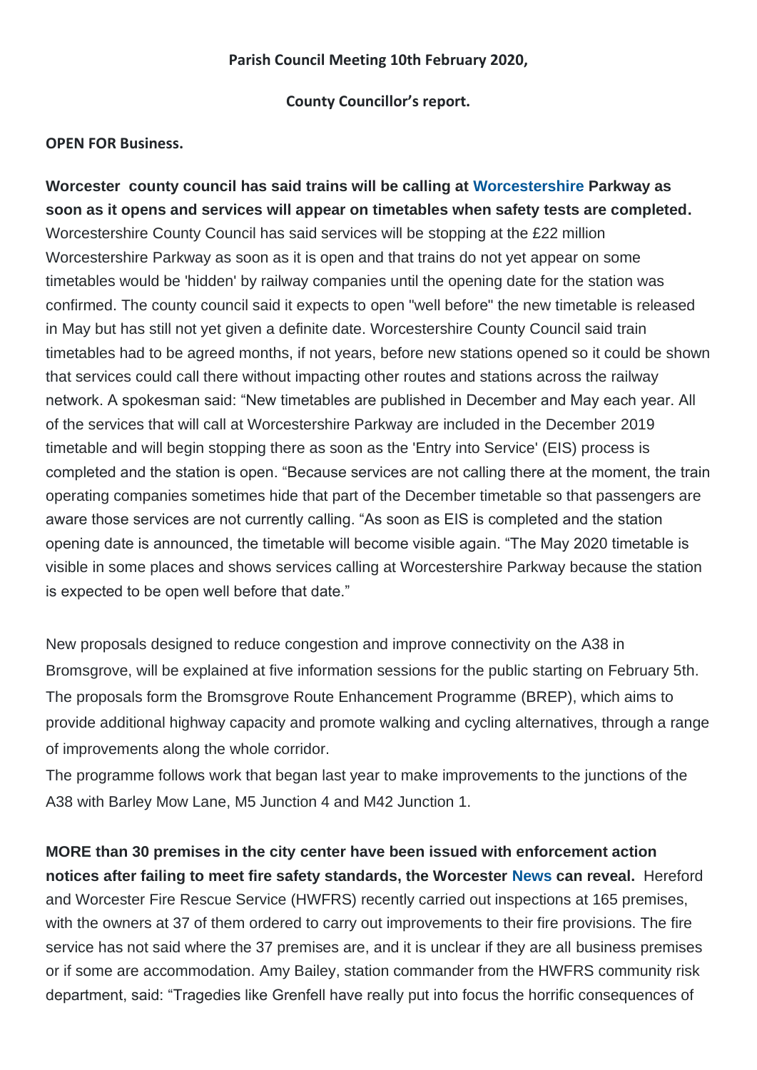**Parish Council Meeting 10th February 2020,**

**County Councillor's report.**

**OPEN FOR Business.**

**Worcester county council has said trains will be calling at Worcestershire Parkway as soon as it opens and services will appear on timetables when safety tests are completed.** Worcestershire County Council has said services will be stopping at the £22 million Worcestershire Parkway as soon as it is open and that trains do not yet appear on some timetables would be 'hidden' by railway companies until the opening date for the station was confirmed. The county council said it expects to open "well before" the new timetable is released in May but has still not yet given a definite date. Worcestershire County Council said train timetables had to be agreed months, if not years, before new stations opened so it could be shown that services could call there without impacting other routes and stations across the railway network. A spokesman said: "New timetables are published in December and May each year. All of the services that will call at Worcestershire Parkway are included in the December 2019 timetable and will begin stopping there as soon as the 'Entry into Service' (EIS) process is completed and the station is open. "Because services are not calling there at the moment, the train operating companies sometimes hide that part of the December timetable so that passengers are aware those services are not currently calling. "As soon as EIS is completed and the station opening date is announced, the timetable will become visible again. "The May 2020 timetable is visible in some places and shows services calling at Worcestershire Parkway because the station is expected to be open well before that date."

New proposals designed to reduce congestion and improve connectivity on the A38 in Bromsgrove, will be explained at five information sessions for the public starting on February 5th. The proposals form the Bromsgrove Route Enhancement Programme (BREP), which aims to provide additional highway capacity and promote walking and cycling alternatives, through a range of improvements along the whole corridor.
The programme follows work that began last year to make improvements to the junctions of the A38 with Barley Mow Lane, M5 Junction 4 and M42 Junction 1.

**MORE than 30 premises in the city center have been issued with enforcement action notices after failing to meet fire safety standards, the Worcester News can reveal.** Hereford and Worcester Fire Rescue Service (HWFRS) recently carried out inspections at 165 premises, with the owners at 37 of them ordered to carry out improvements to their fire provisions. The fire service has not said where the 37 premises are, and it is unclear if they are all business premises or if some are accommodation. Amy Bailey, station commander from the HWFRS community risk department, said: "Tragedies like Grenfell have really put into focus the horrific consequences of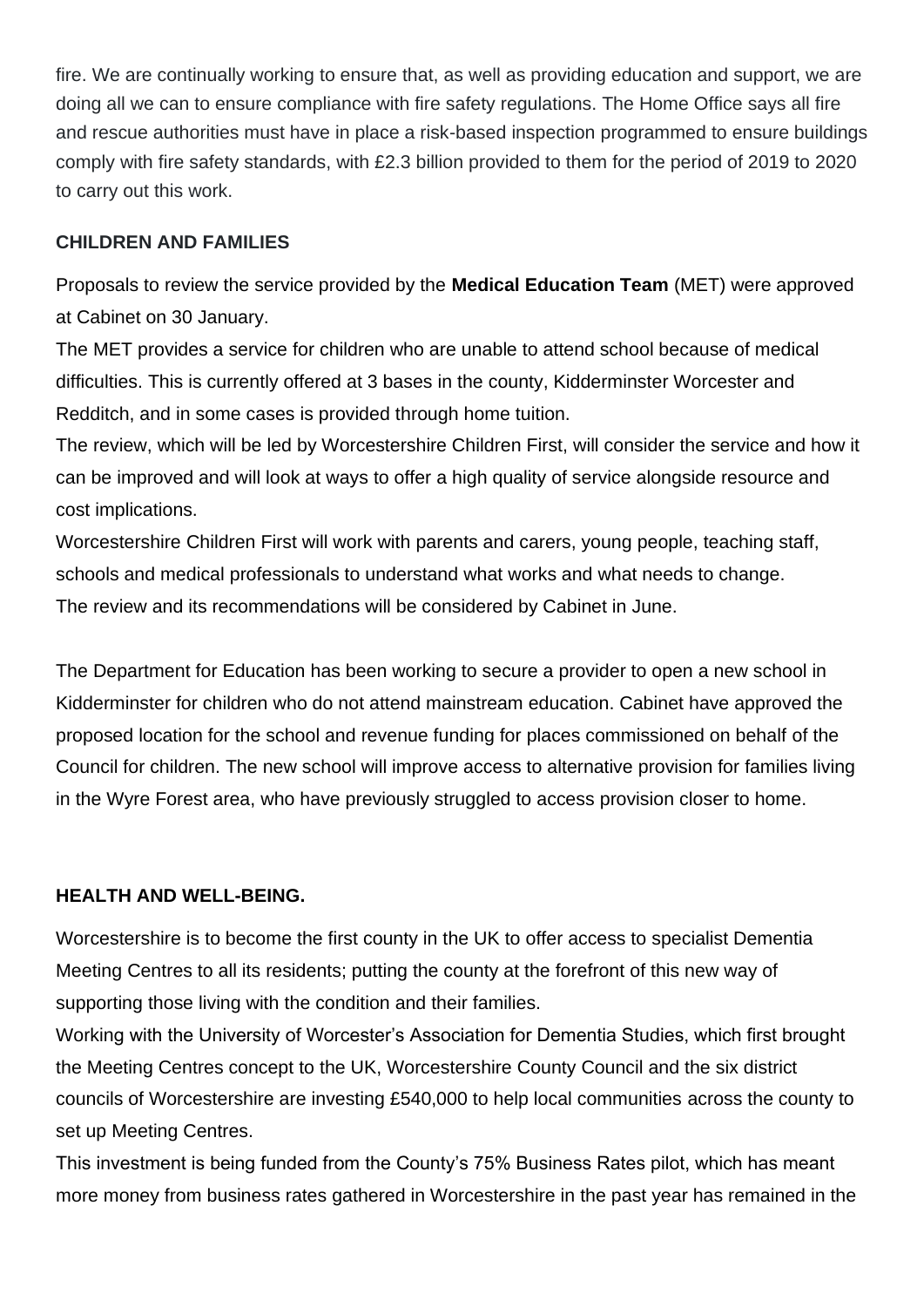fire. We are continually working to ensure that, as well as providing education and support, we are doing all we can to ensure compliance with fire safety regulations. The Home Office says all fire and rescue authorities must have in place a risk-based inspection programmed to ensure buildings comply with fire safety standards, with £2.3 billion provided to them for the period of 2019 to 2020 to carry out this work.

**CHILDREN AND FAMILIES**

Proposals to review the service provided by the **Medical Education Team** (MET) were approved at Cabinet on 30 January.

The MET provides a service for children who are unable to attend school because of medical difficulties. This is currently offered at 3 bases in the county, Kidderminster Worcester and Redditch, and in some cases is provided through home tuition.

The review, which will be led by Worcestershire Children First, will consider the service and how it can be improved and will look at ways to offer a high quality of service alongside resource and cost implications.

Worcestershire Children First will work with parents and carers, young people, teaching staff, schools and medical professionals to understand what works and what needs to change.

The review and its recommendations will be considered by Cabinet in June.

The Department for Education has been working to secure a provider to open a new school in Kidderminster for children who do not attend mainstream education. Cabinet have approved the proposed location for the school and revenue funding for places commissioned on behalf of the Council for children. The new school will improve access to alternative provision for families living in the Wyre Forest area, who have previously struggled to access provision closer to home.

**HEALTH AND WELL-BEING.**

Worcestershire is to become the first county in the UK to offer access to specialist Dementia Meeting Centres to all its residents; putting the county at the forefront of this new way of supporting those living with the condition and their families.

Working with the University of Worcester's Association for Dementia Studies, which first brought the Meeting Centres concept to the UK, Worcestershire County Council and the six district councils of Worcestershire are investing £540,000 to help local communities across the county to set up Meeting Centres.

This investment is being funded from the County's 75% Business Rates pilot, which has meant more money from business rates gathered in Worcestershire in the past year has remained in the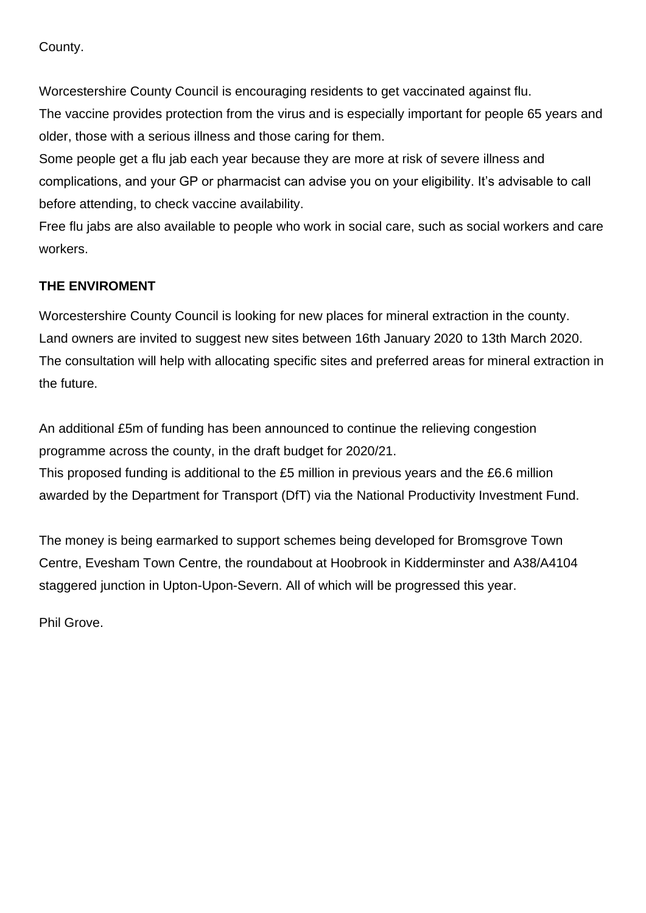County.

Worcestershire County Council is encouraging residents to get vaccinated against flu.
The vaccine provides protection from the virus and is especially important for people 65 years and older, those with a serious illness and those caring for them.
Some people get a flu jab each year because they are more at risk of severe illness and complications, and your GP or pharmacist can advise you on your eligibility. It's advisable to call before attending, to check vaccine availability.
Free flu jabs are also available to people who work in social care, such as social workers and care workers.

**THE ENVIROMENT**

Worcestershire County Council is looking for new places for mineral extraction in the county.
Land owners are invited to suggest new sites between 16th January 2020 to 13th March 2020.
The consultation will help with allocating specific sites and preferred areas for mineral extraction in the future.

An additional £5m of funding has been announced to continue the relieving congestion programme across the county, in the draft budget for 2020/21.
This proposed funding is additional to the £5 million in previous years and the £6.6 million awarded by the Department for Transport (DfT) via the National Productivity Investment Fund.

The money is being earmarked to support schemes being developed for Bromsgrove Town Centre, Evesham Town Centre, the roundabout at Hoobrook in Kidderminster and A38/A4104 staggered junction in Upton-Upon-Severn. All of which will be progressed this year.

Phil Grove.